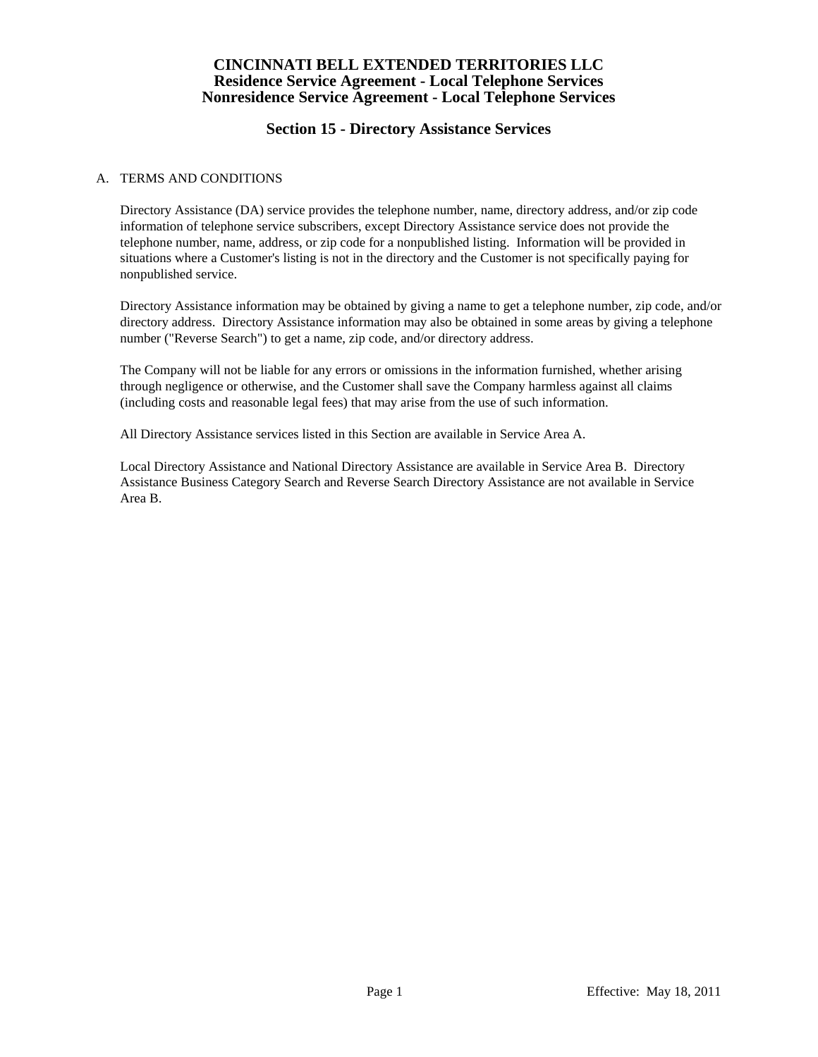# CINCINNATI BELL EXTENDED TERRITORIES LLC
## Residence Service Agreement - Local Telephone Services
## Nonresidence Service Agreement - Local Telephone Services

## Section 15 - Directory Assistance Services

A. TERMS AND CONDITIONS

Directory Assistance (DA) service provides the telephone number, name, directory address, and/or zip code information of telephone service subscribers, except Directory Assistance service does not provide the telephone number, name, address, or zip code for a nonpublished listing. Information will be provided in situations where a Customer's listing is not in the directory and the Customer is not specifically paying for nonpublished service.

Directory Assistance information may be obtained by giving a name to get a telephone number, zip code, and/or directory address. Directory Assistance information may also be obtained in some areas by giving a telephone number ("Reverse Search") to get a name, zip code, and/or directory address.

The Company will not be liable for any errors or omissions in the information furnished, whether arising through negligence or otherwise, and the Customer shall save the Company harmless against all claims (including costs and reasonable legal fees) that may arise from the use of such information.

All Directory Assistance services listed in this Section are available in Service Area A.

Local Directory Assistance and National Directory Assistance are available in Service Area B. Directory Assistance Business Category Search and Reverse Search Directory Assistance are not available in Service Area B.

Effective: May 18, 2011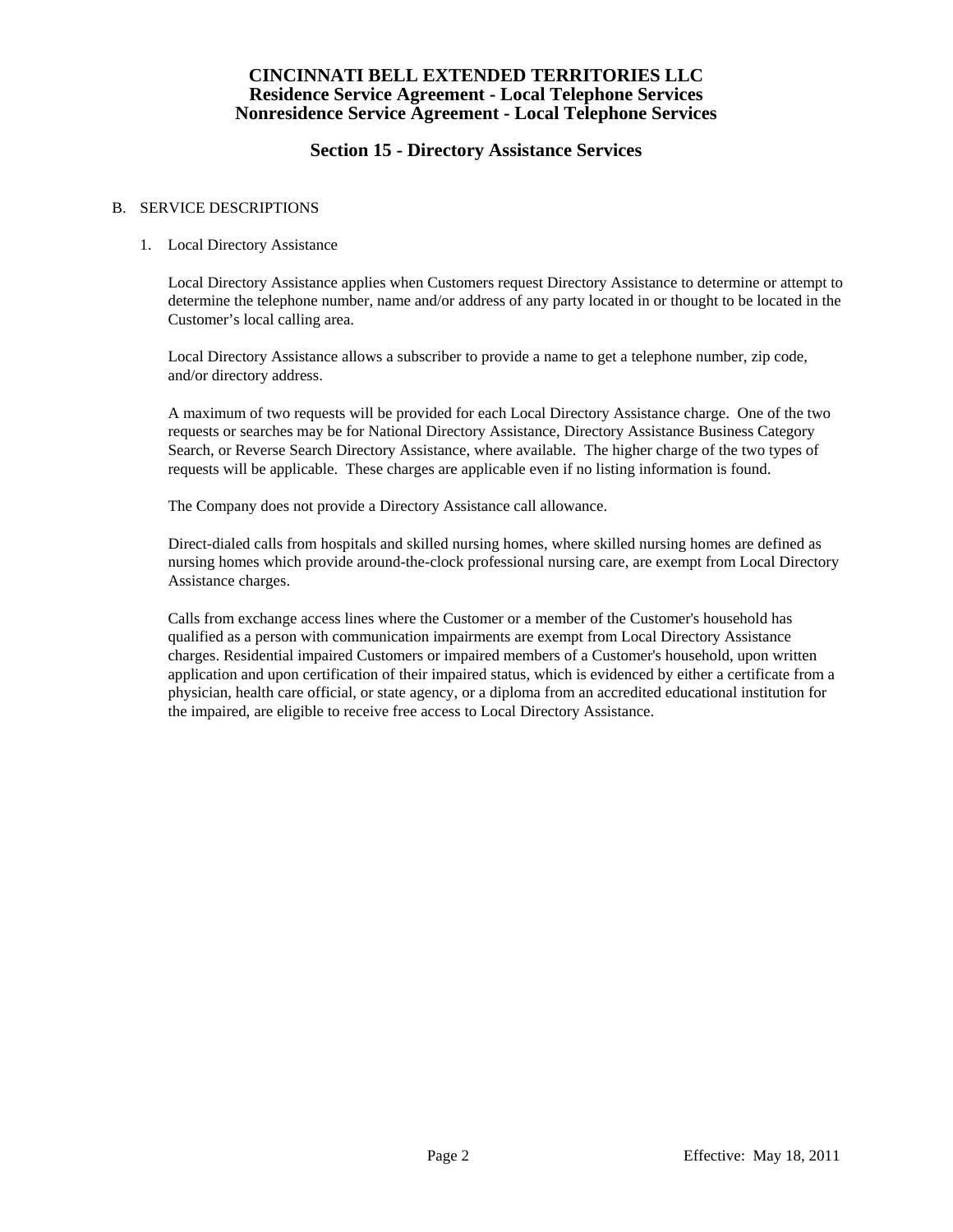# CINCINNATI BELL EXTENDED TERRITORIES LLC
## Residence Service Agreement - Local Telephone Services
## Nonresidence Service Agreement - Local Telephone Services

## Section 15 - Directory Assistance Services

B. SERVICE DESCRIPTIONS

1. Local Directory Assistance

   Local Directory Assistance applies when Customers request Directory Assistance to determine or attempt to determine the telephone number, name and/or address of any party located in or thought to be located in the Customer's local calling area.

   Local Directory Assistance allows a subscriber to provide a name to get a telephone number, zip code, and/or directory address.

   A maximum of two requests will be provided for each Local Directory Assistance charge. One of the two requests or searches may be for National Directory Assistance, Directory Assistance Business Category Search, or Reverse Search Directory Assistance, where available. The higher charge of the two types of requests will be applicable. These charges are applicable even if no listing information is found.

   The Company does not provide a Directory Assistance call allowance.

   Direct-dialed calls from hospitals and skilled nursing homes, where skilled nursing homes are defined as nursing homes which provide around-the-clock professional nursing care, are exempt from Local Directory Assistance charges.

   Calls from exchange access lines where the Customer or a member of the Customer's household has qualified as a person with communication impairments are exempt from Local Directory Assistance charges. Residential impaired Customers or impaired members of a Customer's household, upon written application and upon certification of their impaired status, which is evidenced by either a certificate from a physician, health care official, or state agency, or a diploma from an accredited educational institution for the impaired, are eligible to receive free access to Local Directory Assistance.

Effective: May 18, 2011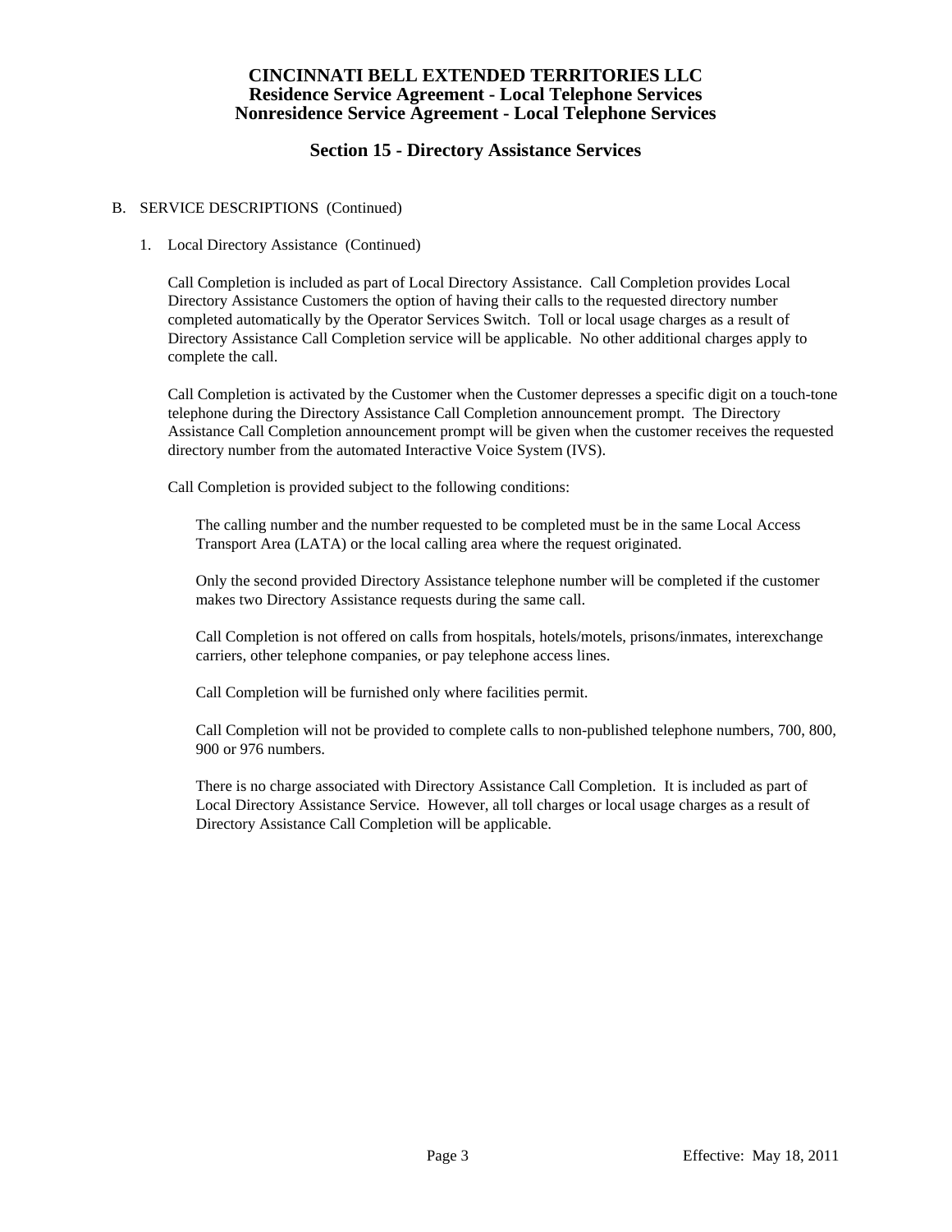# CINCINNATI BELL EXTENDED TERRITORIES LLC
## Residence Service Agreement - Local Telephone Services
## Nonresidence Service Agreement - Local Telephone Services

## Section 15 - Directory Assistance Services

B. SERVICE DESCRIPTIONS (Continued)

1. Local Directory Assistance (Continued)

   Call Completion is included as part of Local Directory Assistance. Call Completion provides Local Directory Assistance Customers the option of having their calls to the requested directory number completed automatically by the Operator Services Switch. Toll or local usage charges as a result of Directory Assistance Call Completion service will be applicable. No other additional charges apply to complete the call.

   Call Completion is activated by the Customer when the Customer depresses a specific digit on a touch-tone telephone during the Directory Assistance Call Completion announcement prompt. The Directory Assistance Call Completion announcement prompt will be given when the customer receives the requested directory number from the automated Interactive Voice System (IVS).

   Call Completion is provided subject to the following conditions:

      The calling number and the number requested to be completed must be in the same Local Access Transport Area (LATA) or the local calling area where the request originated.

      Only the second provided Directory Assistance telephone number will be completed if the customer makes two Directory Assistance requests during the same call.

      Call Completion is not offered on calls from hospitals, hotels/motels, prisons/inmates, interexchange carriers, other telephone companies, or pay telephone access lines.

      Call Completion will be furnished only where facilities permit.

      Call Completion will not be provided to complete calls to non-published telephone numbers, 700, 800, 900 or 976 numbers.

      There is no charge associated with Directory Assistance Call Completion. It is included as part of Local Directory Assistance Service. However, all toll charges or local usage charges as a result of Directory Assistance Call Completion will be applicable.

Effective: May 18, 2011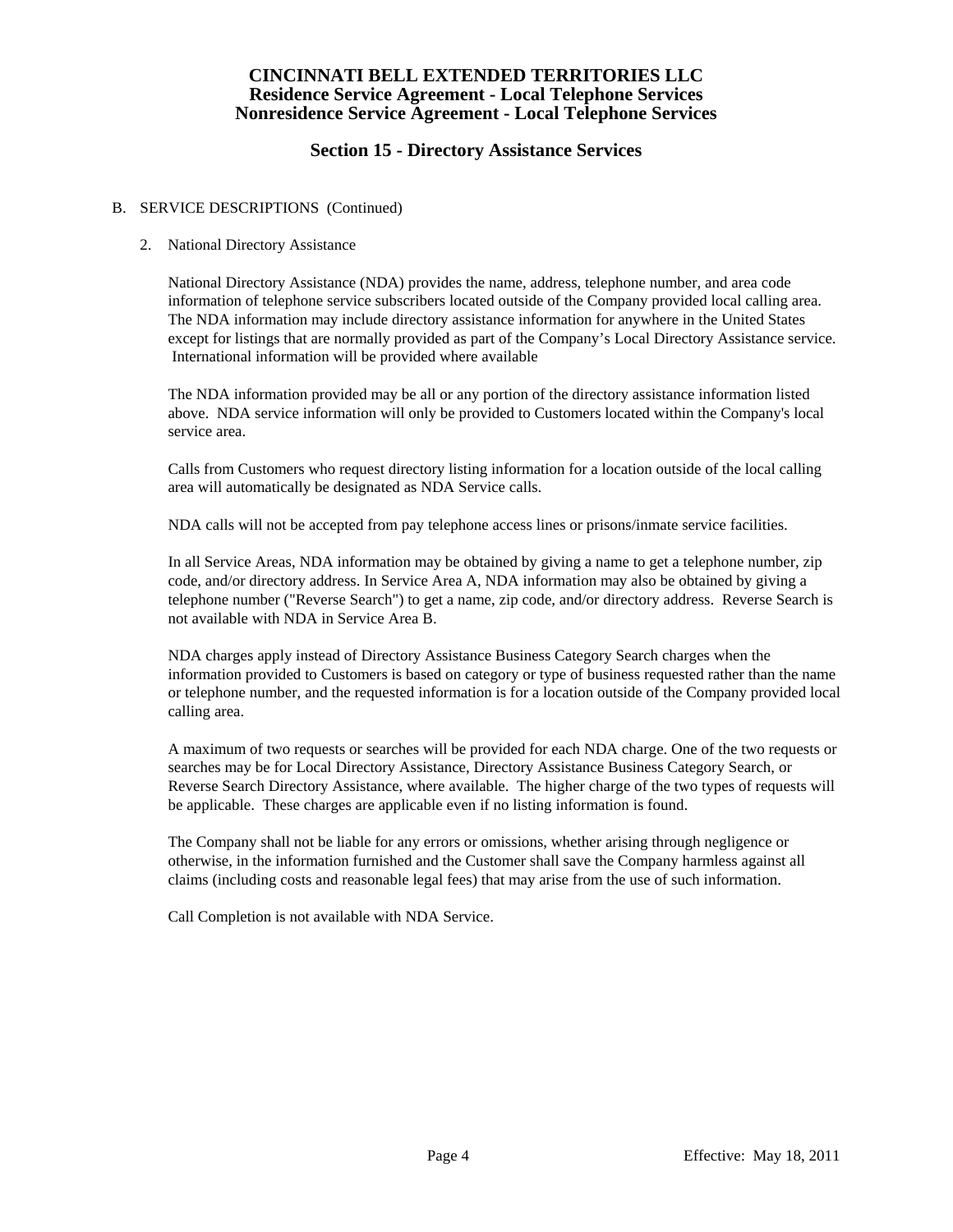# CINCINNATI BELL EXTENDED TERRITORIES LLC
## Residence Service Agreement - Local Telephone Services
## Nonresidence Service Agreement - Local Telephone Services

## Section 15 - Directory Assistance Services

B. SERVICE DESCRIPTIONS (Continued)

2. National Directory Assistance

National Directory Assistance (NDA) provides the name, address, telephone number, and area code information of telephone service subscribers located outside of the Company provided local calling area. The NDA information may include directory assistance information for anywhere in the United States except for listings that are normally provided as part of the Company's Local Directory Assistance service. International information will be provided where available

The NDA information provided may be all or any portion of the directory assistance information listed above. NDA service information will only be provided to Customers located within the Company's local service area.

Calls from Customers who request directory listing information for a location outside of the local calling area will automatically be designated as NDA Service calls.

NDA calls will not be accepted from pay telephone access lines or prisons/inmate service facilities.

In all Service Areas, NDA information may be obtained by giving a name to get a telephone number, zip code, and/or directory address. In Service Area A, NDA information may also be obtained by giving a telephone number ("Reverse Search") to get a name, zip code, and/or directory address. Reverse Search is not available with NDA in Service Area B.

NDA charges apply instead of Directory Assistance Business Category Search charges when the information provided to Customers is based on category or type of business requested rather than the name or telephone number, and the requested information is for a location outside of the Company provided local calling area.

A maximum of two requests or searches will be provided for each NDA charge. One of the two requests or searches may be for Local Directory Assistance, Directory Assistance Business Category Search, or Reverse Search Directory Assistance, where available. The higher charge of the two types of requests will be applicable. These charges are applicable even if no listing information is found.

The Company shall not be liable for any errors or omissions, whether arising through negligence or otherwise, in the information furnished and the Customer shall save the Company harmless against all claims (including costs and reasonable legal fees) that may arise from the use of such information.

Call Completion is not available with NDA Service.

Effective: May 18, 2011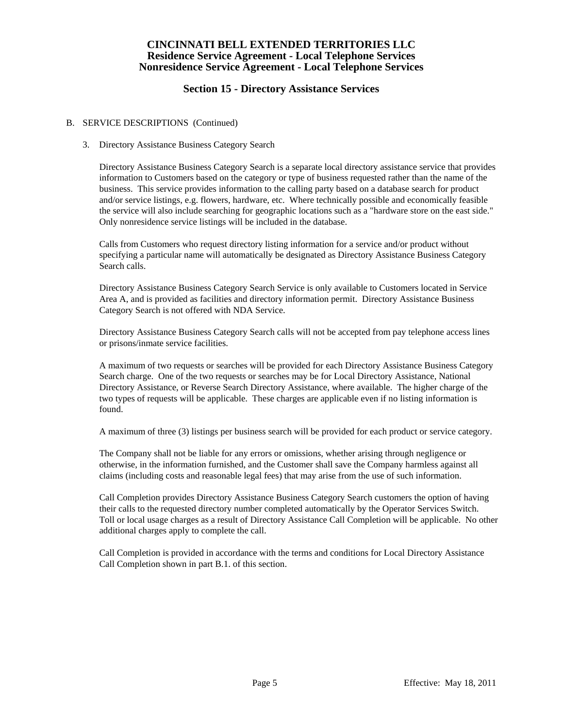# CINCINNATI BELL EXTENDED TERRITORIES LLC
## Residence Service Agreement - Local Telephone Services
## Nonresidence Service Agreement - Local Telephone Services

## Section 15 - Directory Assistance Services

B. SERVICE DESCRIPTIONS (Continued)

3. Directory Assistance Business Category Search

   Directory Assistance Business Category Search is a separate local directory assistance service that provides information to Customers based on the category or type of business requested rather than the name of the business. This service provides information to the calling party based on a database search for product and/or service listings, e.g. flowers, hardware, etc. Where technically possible and economically feasible the service will also include searching for geographic locations such as a "hardware store on the east side." Only nonresidence service listings will be included in the database.

   Calls from Customers who request directory listing information for a service and/or product without specifying a particular name will automatically be designated as Directory Assistance Business Category Search calls.

   Directory Assistance Business Category Search Service is only available to Customers located in Service Area A, and is provided as facilities and directory information permit. Directory Assistance Business Category Search is not offered with NDA Service.

   Directory Assistance Business Category Search calls will not be accepted from pay telephone access lines or prisons/inmate service facilities.

   A maximum of two requests or searches will be provided for each Directory Assistance Business Category Search charge. One of the two requests or searches may be for Local Directory Assistance, National Directory Assistance, or Reverse Search Directory Assistance, where available. The higher charge of the two types of requests will be applicable. These charges are applicable even if no listing information is found.

   A maximum of three (3) listings per business search will be provided for each product or service category.

   The Company shall not be liable for any errors or omissions, whether arising through negligence or otherwise, in the information furnished, and the Customer shall save the Company harmless against all claims (including costs and reasonable legal fees) that may arise from the use of such information.

   Call Completion provides Directory Assistance Business Category Search customers the option of having their calls to the requested directory number completed automatically by the Operator Services Switch. Toll or local usage charges as a result of Directory Assistance Call Completion will be applicable. No other additional charges apply to complete the call.

   Call Completion is provided in accordance with the terms and conditions for Local Directory Assistance Call Completion shown in part B.1. of this section.

Effective: May 18, 2011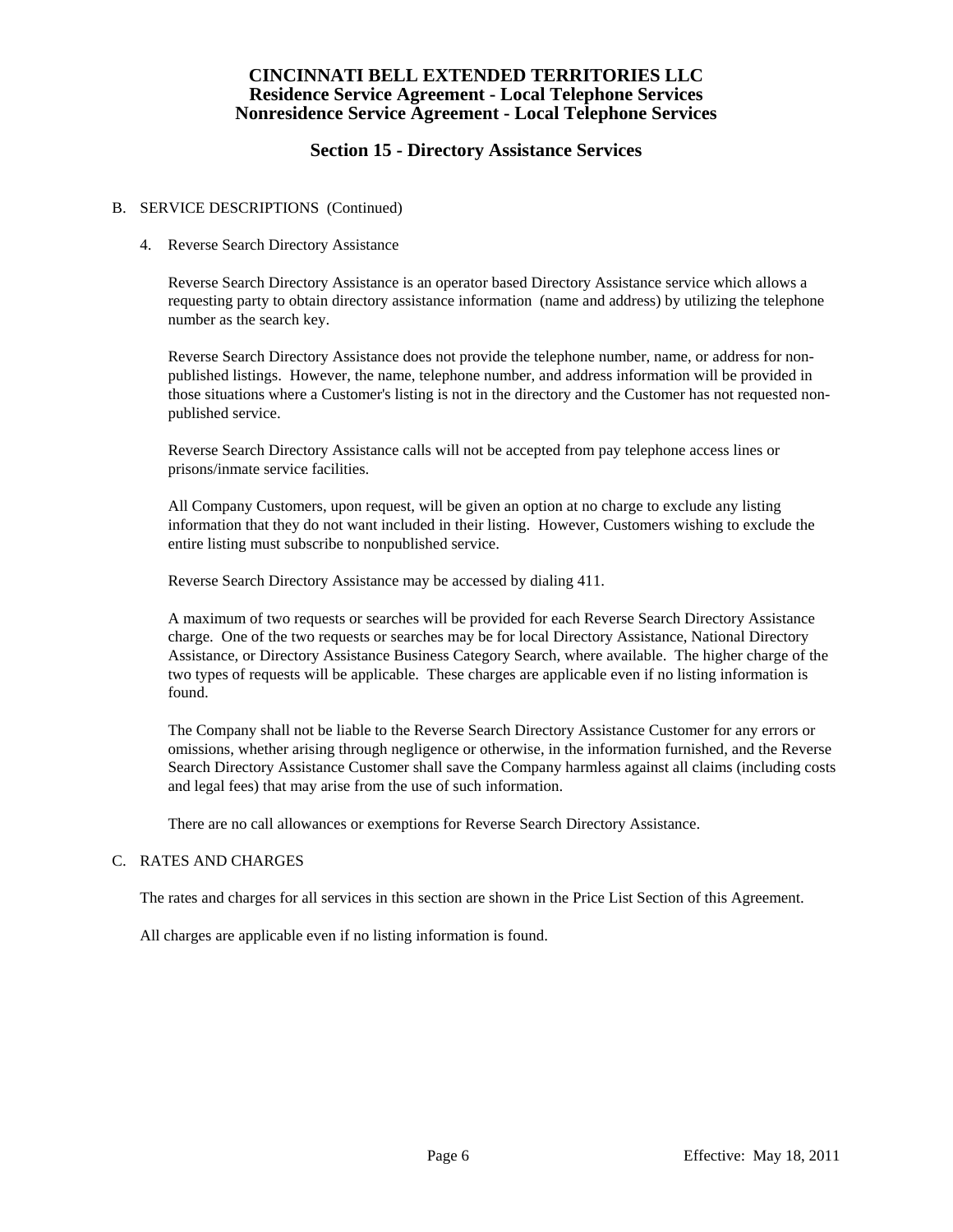# CINCINNATI BELL EXTENDED TERRITORIES LLC
# Residence Service Agreement - Local Telephone Services
# Nonresidence Service Agreement - Local Telephone Services

## Section 15 - Directory Assistance Services

B. SERVICE DESCRIPTIONS (Continued)

4. Reverse Search Directory Assistance

   Reverse Search Directory Assistance is an operator based Directory Assistance service which allows a requesting party to obtain directory assistance information (name and address) by utilizing the telephone number as the search key.

   Reverse Search Directory Assistance does not provide the telephone number, name, or address for non-published listings. However, the name, telephone number, and address information will be provided in those situations where a Customer's listing is not in the directory and the Customer has not requested non-published service.

   Reverse Search Directory Assistance calls will not be accepted from pay telephone access lines or prisons/inmate service facilities.

   All Company Customers, upon request, will be given an option at no charge to exclude any listing information that they do not want included in their listing. However, Customers wishing to exclude the entire listing must subscribe to nonpublished service.

   Reverse Search Directory Assistance may be accessed by dialing 411.

   A maximum of two requests or searches will be provided for each Reverse Search Directory Assistance charge. One of the two requests or searches may be for local Directory Assistance, National Directory Assistance, or Directory Assistance Business Category Search, where available. The higher charge of the two types of requests will be applicable. These charges are applicable even if no listing information is found.

   The Company shall not be liable to the Reverse Search Directory Assistance Customer for any errors or omissions, whether arising through negligence or otherwise, in the information furnished, and the Reverse Search Directory Assistance Customer shall save the Company harmless against all claims (including costs and legal fees) that may arise from the use of such information.

   There are no call allowances or exemptions for Reverse Search Directory Assistance.

C. RATES AND CHARGES

The rates and charges for all services in this section are shown in the Price List Section of this Agreement.

All charges are applicable even if no listing information is found.

Effective: May 18, 2011